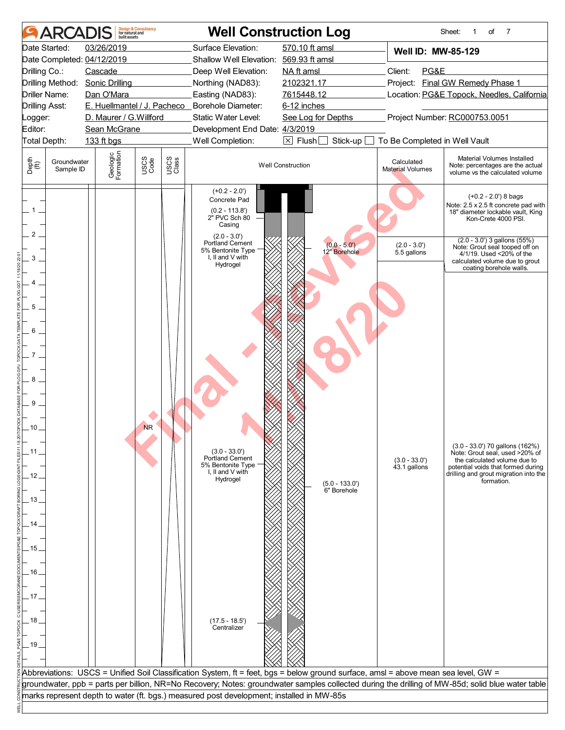# Well Construction Log

ARCADIS Design & Consultancy for natural and built assets

Sheet: 1 of 7

| | | | | | |
|---|---|---|---|---|---|
| Date Started: | 03/26/2019 | Surface Elevation: | 570.10 ft amsl | **Well ID: MW-85-129** | |
| Date Completed: | 04/12/2019 | Shallow Well Elevation: | 569.93 ft amsl | | |
| Drilling Co.: | Cascade | Deep Well Elevation: | NA ft amsl | Client: | PG&E |
| Drilling Method: | Sonic Drilling | Northing (NAD83): | 2102321.17 | Project: | Final GW Remedy Phase 1 |
| Driller Name: | Dan O'Mara | Easting (NAD83): | 7615448.12 | Location: | PG&E Topock, Needles, California |
| Drilling Asst: | E. Huellmantel / J. Pacheco | Borehole Diameter: | 6-12 inches | | |
| Logger: | D. Maurer / G.Willford | Static Water Level: | See Log for Depths | Project Number: | RC000753.0051 |
| Editor: | Sean McGrane | Development End Date: | 4/3/2019 | | |
| Total Depth: | 133 ft bgs | Well Completion: | ☒ Flush ☐ Stick-up ☐ To Be Completed in Well Vault | | |

| Depth (ft) | Groundwater Sample ID | Geologic Formation | USCS Code | USCS Class | Well Construction | Calculated Material Volumes | Material Volumes Installed Note: percentages are the actual volume vs the calculated volume |
|---|---|---|---|---|---|---|---|
| 0–2 | | | | | (+0.2 - 2.0') Concrete Pad; (0.2 - 113.8') 2" PVC Sch 80 Casing | | (+0.2 - 2.0') 8 bags Note: 2.5 x 2.5 ft concrete pad with 18" diameter lockable vault, King Kon-Crete 4000 PSI. |
| 2–3 | | | | | (2.0 - 3.0') Portland Cement 5% Bentonite Type I, II and V with Hydrogel; (0.0 - 5.0') 12" Borehole | (2.0 - 3.0') 5.5 gallons | (2.0 - 3.0') 3 gallons (55%) Note: Grout seal topped off on 4/1/19. Used <20% of the calculated volume due to grout coating borehole walls. |
| 3–19 | | | NR | | (3.0 - 33.0') Portland Cement 5% Bentonite Type I, II and V with Hydrogel; (5.0 - 133.0') 6" Borehole; (17.5 - 18.5') Centralizer | (3.0 - 33.0') 43.1 gallons | (3.0 - 33.0') 70 gallons (162%) Note: Grout seal, used >20% of the calculated volume due to potential voids that formed during drilling and grout migration into the formation. |

Final - Revised 11/18/20

Abbreviations: USCS = Unified Soil Classification System, ft = feet, bgs = below ground surface, amsl = above mean sea level, GW = groundwater, ppb = parts per billion, NR=No Recovery; Notes: groundwater samples collected during the drilling of MW-85d; solid blue water table marks represent depth to water (ft. bgs.) measured post development; installed in MW-85s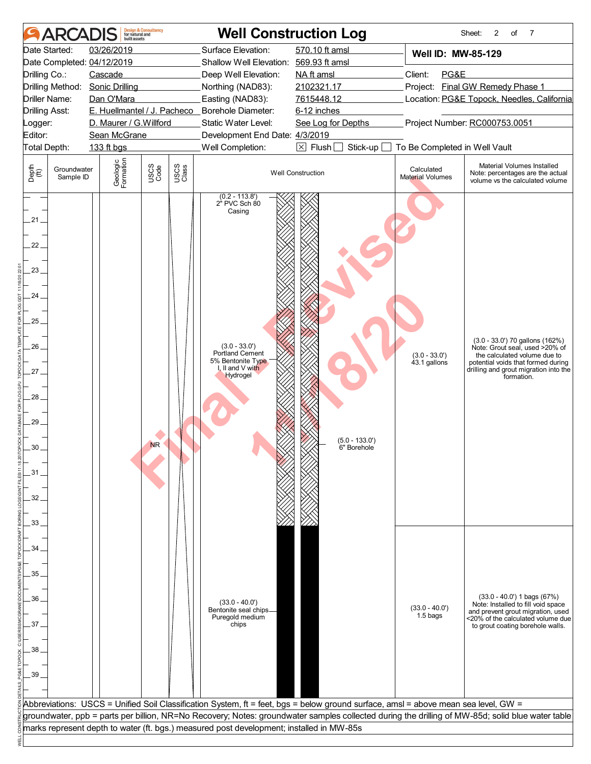# Well Construction Log

ARCADIS Design & Consultancy for natural and built assets

| | | | | |
|---|---|---|---|---|
| Date Started: 03/26/2019 | Surface Elevation: 570.10 ft amsl | | **Well ID: MW-85-129** | |
| Date Completed: 04/12/2019 | Shallow Well Elevation: 569.93 ft amsl | | | |
| Drilling Co.: Cascade | Deep Well Elevation: NA ft amsl | | Client: PG&E | |
| Drilling Method: Sonic Drilling | Northing (NAD83): 2102321.17 | | Project: Final GW Remedy Phase 1 | |
| Driller Name: Dan O'Mara | Easting (NAD83): 7615448.12 | | Location: PG&E Topock, Needles, California | |
| Drilling Asst: E. Huellmantel / J. Pacheco | Borehole Diameter: 6-12 inches | | | |
| Logger: D. Maurer / G.Willford | Static Water Level: See Log for Depths | | Project Number: RC000753.0051 | |
| Editor: Sean McGrane | Development End Date: 4/3/2019 | | | |
| Total Depth: 133 ft bgs | Well Completion: ☒ Flush ☐ Stick-up ☐ To Be Completed in Well Vault | | | |

| Depth (ft) | Groundwater Sample ID | Geologic Formation | USCS Code | USCS Class | Well Construction | Calculated Material Volumes | Material Volumes Installed Note: percentages are the actual volume vs the calculated volume |
|---|---|---|---|---|---|---|---|
| 20–40 | | | NR | | (0.2 - 113.8') 2" PVC Sch 80 Casing | | |
| 20–33 | | | | | (3.0 - 33.0') Portland Cement 5% Bentonite Type I, II and V with Hydrogel | (3.0 - 33.0') 43.1 gallons | (3.0 - 33.0') 70 gallons (162%) Note: Grout seal, used >20% of the calculated volume due to potential voids that formed during drilling and grout migration into the formation. |
| 20–40 | | | | | (5.0 - 133.0') 6" Borehole | | |
| 33–40 | | | | | (33.0 - 40.0') Bentonite seal chips Puregold medium chips | (33.0 - 40.0') 1.5 bags | (33.0 - 40.0') 1 bags (67%) Note: Installed to fill void space and prevent grout migration, used <20% of the calculated volume due to grout coating borehole walls. |

Abbreviations: USCS = Unified Soil Classification System, ft = feet, bgs = below ground surface, amsl = above mean sea level, GW = groundwater, ppb = parts per billion, NR=No Recovery; Notes: groundwater samples collected during the drilling of MW-85d; solid blue water table marks represent depth to water (ft. bgs.) measured post development; installed in MW-85s

Final - Revised 11/18/20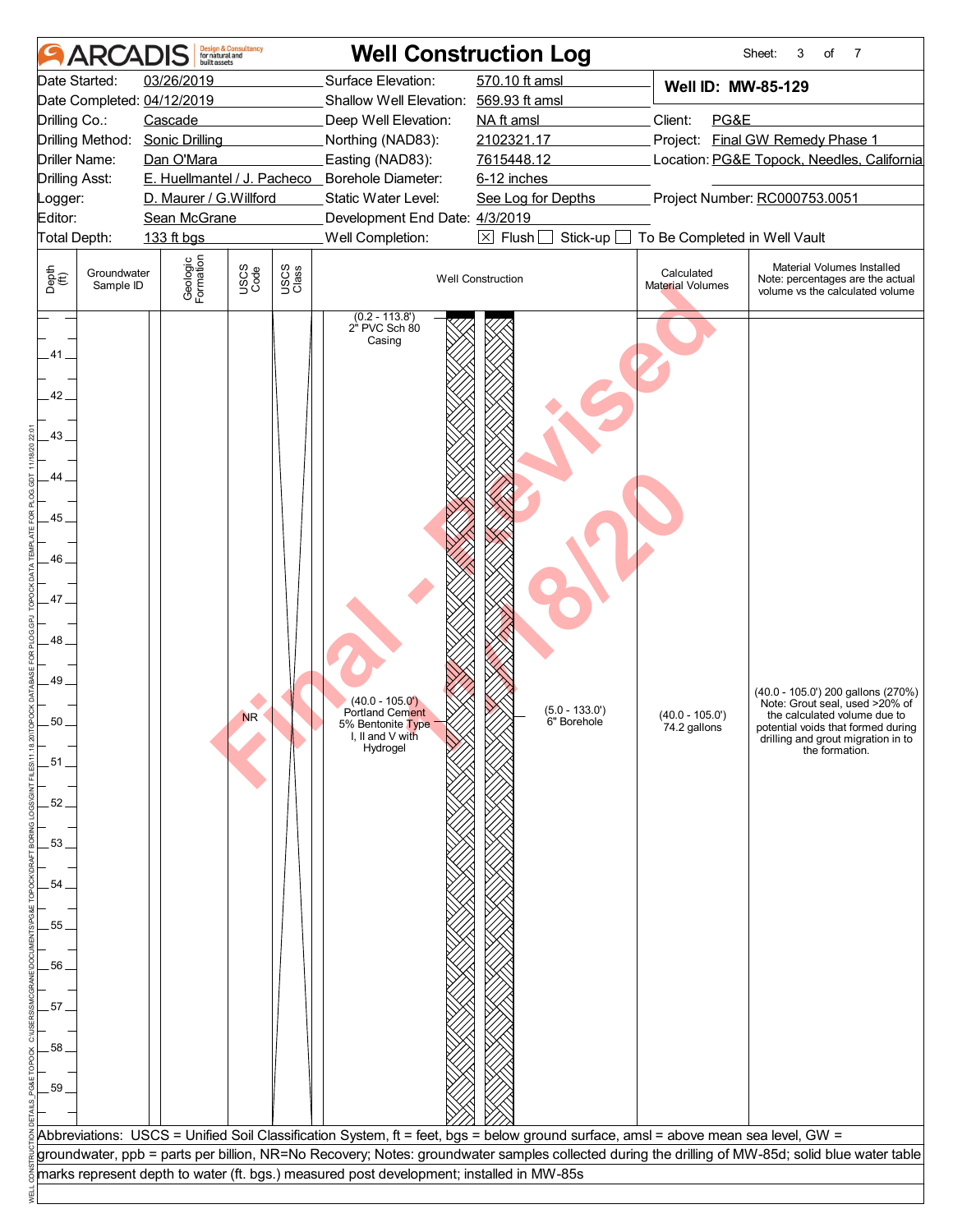# Well Construction Log

**ARCADIS** Design & Consultancy for natural and built assets

**Well ID: MW-85-129**

| | | | | | |
|---|---|---|---|---|---|
| Date Started: | 03/26/2019 | Surface Elevation: | 570.10 ft amsl | | |
| Date Completed: | 04/12/2019 | Shallow Well Elevation: | 569.93 ft amsl | | |
| Drilling Co.: | Cascade | Deep Well Elevation: | NA ft amsl | Client: | PG&E |
| Drilling Method: | Sonic Drilling | Northing (NAD83): | 2102321.17 | Project: | Final GW Remedy Phase 1 |
| Driller Name: | Dan O'Mara | Easting (NAD83): | 7615448.12 | Location: | PG&E Topock, Needles, California |
| Drilling Asst: | E. Huellmantel / J. Pacheco | Borehole Diameter: | 6-12 inches | | |
| Logger: | D. Maurer / G.Willford | Static Water Level: | See Log for Depths | Project Number: | RC000753.0051 |
| Editor: | Sean McGrane | Development End Date: | 4/3/2019 | | |
| Total Depth: | 133 ft bgs | Well Completion: | ☒ Flush ☐ Stick-up ☐ To Be Completed in Well Vault | | |

| Depth (ft) | Groundwater Sample ID | Geologic Formation | USCS Code | USCS Class | Well Construction | Calculated Material Volumes | Material Volumes Installed Note: percentages are the actual volume vs the calculated volume |
|---|---|---|---|---|---|---|---|
| 40–59 | | | NR | | (0.2 - 113.8') 2" PVC Sch 80 Casing; (40.0 - 105.0') Portland Cement 5% Bentonite Type I, II and V with Hydrogel; (5.0 - 133.0') 6" Borehole | (40.0 - 105.0') 74.2 gallons | (40.0 - 105.0') 200 gallons (270%) Note: Grout seal, used >20% of the calculated volume due to potential voids that formed during drilling and grout migration in to the formation. |

Abbreviations: USCS = Unified Soil Classification System, ft = feet, bgs = below ground surface, amsl = above mean sea level, GW = groundwater, ppb = parts per billion, NR=No Recovery; Notes: groundwater samples collected during the drilling of MW-85d; solid blue water table marks represent depth to water (ft. bgs.) measured post development; installed in MW-85s

Final - Revised 11/18/20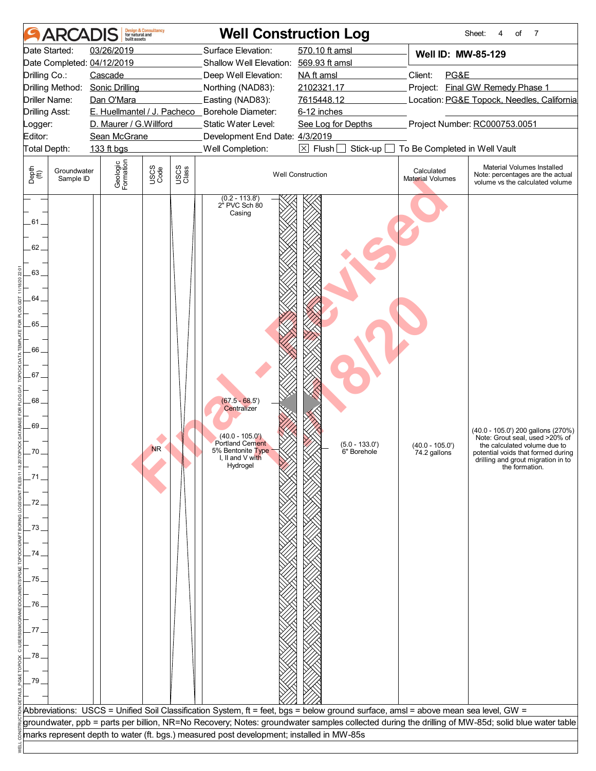# ARCADIS Well Construction Log

| | | | | | |
|---|---|---|---|---|---|
| Date Started: | 03/26/2019 | Surface Elevation: | 570.10 ft amsl | **Well ID: MW-85-129** | |
| Date Completed: | 04/12/2019 | Shallow Well Elevation: | 569.93 ft amsl | | |
| Drilling Co.: | Cascade | Deep Well Elevation: | NA ft amsl | Client: | PG&E |
| Drilling Method: | Sonic Drilling | Northing (NAD83): | 2102321.17 | Project: | Final GW Remedy Phase 1 |
| Driller Name: | Dan O'Mara | Easting (NAD83): | 7615448.12 | Location: | PG&E Topock, Needles, California |
| Drilling Asst: | E. Huellmantel / J. Pacheco | Borehole Diameter: | 6-12 inches | | |
| Logger: | D. Maurer / G.Willford | Static Water Level: | See Log for Depths | Project Number: | RC000753.0051 |
| Editor: | Sean McGrane | Development End Date: | 4/3/2019 | | |
| Total Depth: | 133 ft bgs | Well Completion: | ☒ Flush ☐ Stick-up ☐ To Be Completed in Well Vault | | |

| Depth (ft) | Groundwater Sample ID | Geologic Formation | USCS Code | USCS Class | Well Construction | Calculated Material Volumes | Material Volumes Installed Note: percentages are the actual volume vs the calculated volume |
|---|---|---|---|---|---|---|---|
| 61–79 | | | NR | | (0.2 - 113.8') 2" PVC Sch 80 Casing; (67.5 - 68.5') Centralizer; (40.0 - 105.0') Portland Cement 5% Bentonite Type I, II and V with Hydrogel; (5.0 - 133.0') 6" Borehole | (40.0 - 105.0') 74.2 gallons | (40.0 - 105.0') 200 gallons (270%) Note: Grout seal, used >20% of the calculated volume due to potential voids that formed during drilling and grout migration in to the formation. |

Abbreviations: USCS = Unified Soil Classification System, ft = feet, bgs = below ground surface, amsl = above mean sea level, GW = groundwater, ppb = parts per billion, NR=No Recovery; Notes: groundwater samples collected during the drilling of MW-85d; solid blue water table marks represent depth to water (ft. bgs.) measured post development; installed in MW-85s

Final - Revised 11/18/20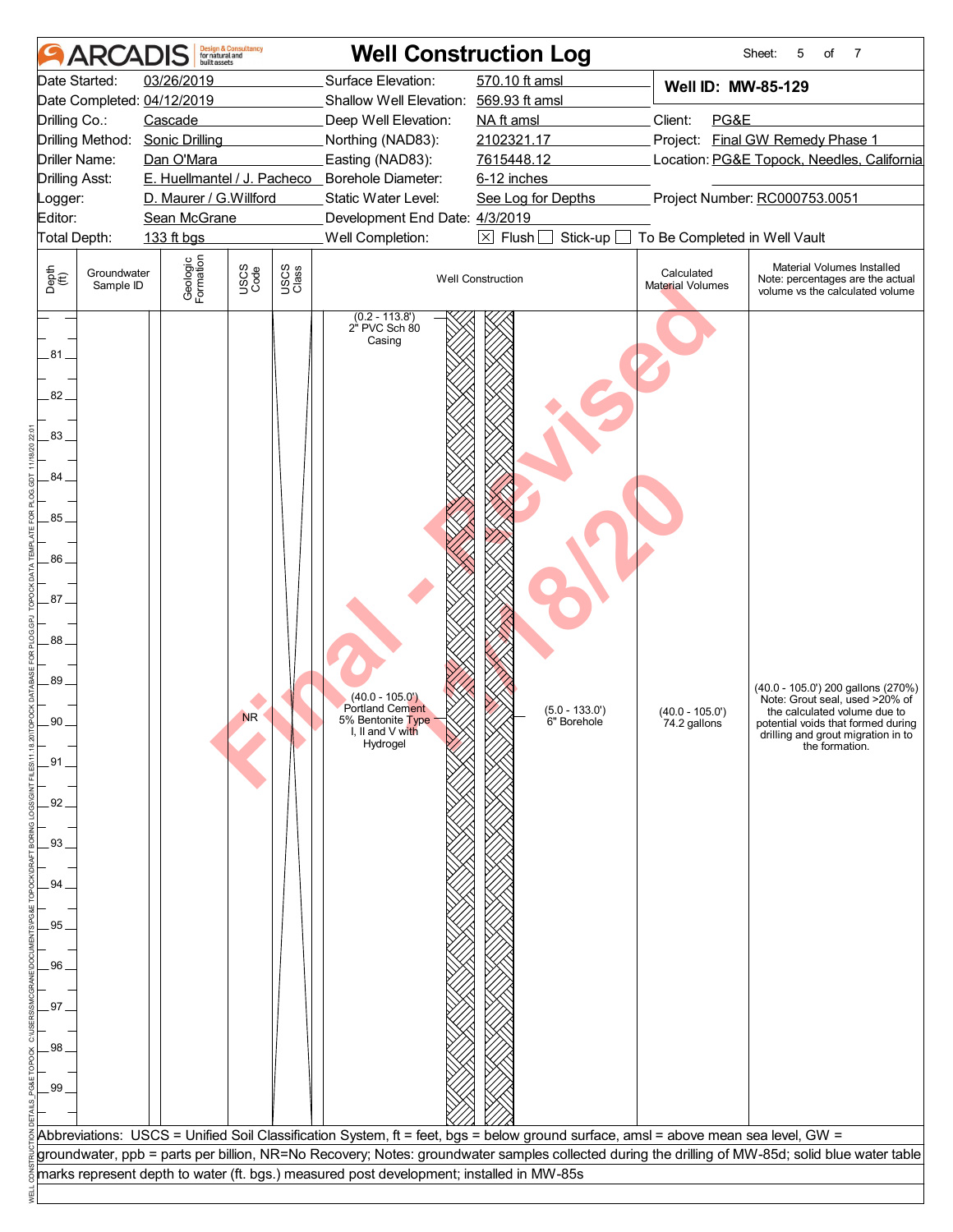# ARCADIS — Well Construction Log

Sheet: 5 of 7

| | | | |
|---|---|---|---|
| Date Started: | 03/26/2019 | Surface Elevation: | 570.10 ft amsl |
| Date Completed: | 04/12/2019 | Shallow Well Elevation: | 569.93 ft amsl |
| Drilling Co.: | Cascade | Deep Well Elevation: | NA ft amsl |
| Drilling Method: | Sonic Drilling | Northing (NAD83): | 2102321.17 |
| Driller Name: | Dan O'Mara | Easting (NAD83): | 7615448.12 |
| Drilling Asst: | E. Huellmantel / J. Pacheco | Borehole Diameter: | 6-12 inches |
| Logger: | D. Maurer / G.Willford | Static Water Level: | See Log for Depths |
| Editor: | Sean McGrane | Development End Date: | 4/3/2019 |
| Total Depth: | 133 ft bgs | Well Completion: | ☒ Flush ☐ Stick-up ☐ To Be Completed in Well Vault |

**Well ID: MW-85-129**

Client: PG&E
Project: Final GW Remedy Phase 1
Location: PG&E Topock, Needles, California
Project Number: RC000753.0051

| Depth (ft) | Groundwater Sample ID | Geologic Formation | USCS Code | USCS Class | Well Construction | Calculated Material Volumes | Material Volumes Installed Note: percentages are the actual volume vs the calculated volume |
|---|---|---|---|---|---|---|---|
| 81–99 | | | NR | | (0.2 - 113.8') 2" PVC Sch 80 Casing; (40.0 - 105.0') Portland Cement 5% Bentonite Type I, II and V with Hydrogel; (5.0 - 133.0') 6" Borehole | (40.0 - 105.0') 74.2 gallons | (40.0 - 105.0') 200 gallons (270%) Note: Grout seal, used >20% of the calculated volume due to potential voids that formed during drilling and grout migration in to the formation. |

Final - Revised 11/18/20

Abbreviations: USCS = Unified Soil Classification System, ft = feet, bgs = below ground surface, amsl = above mean sea level, GW = groundwater, ppb = parts per billion, NR=No Recovery; Notes: groundwater samples collected during the drilling of MW-85d; solid blue water table marks represent depth to water (ft. bgs.) measured post development; installed in MW-85s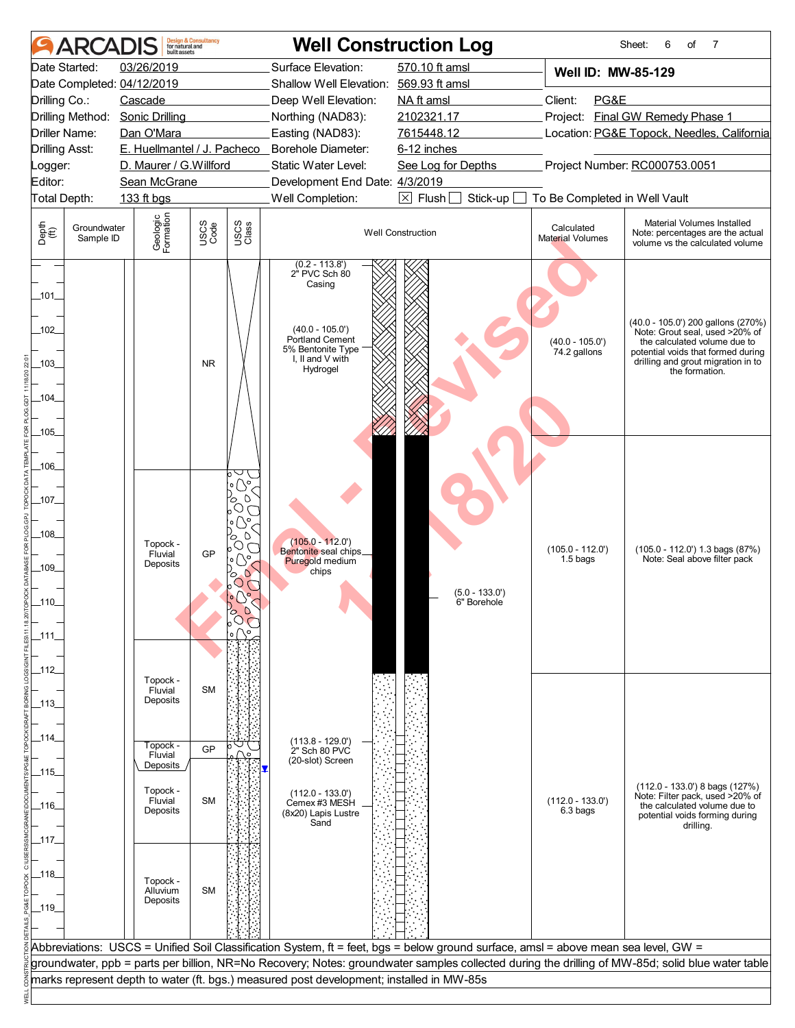# ARCADIS — Well Construction Log

Sheet: 6 of 7

| | | | |
|---|---|---|---|
| Date Started: | 03/26/2019 | Surface Elevation: | 570.10 ft amsl |
| Date Completed: | 04/12/2019 | Shallow Well Elevation: | 569.93 ft amsl |
| Drilling Co.: | Cascade | Deep Well Elevation: | NA ft amsl |
| Drilling Method: | Sonic Drilling | Northing (NAD83): | 2102321.17 |
| Driller Name: | Dan O'Mara | Easting (NAD83): | 7615448.12 |
| Drilling Asst: | E. Huellmantel / J. Pacheco | Borehole Diameter: | 6-12 inches |
| Logger: | D. Maurer / G.Willford | Static Water Level: | See Log for Depths |
| Editor: | Sean McGrane | Development End Date: | 4/3/2019 |
| Total Depth: | 133 ft bgs | Well Completion: | ☒ Flush ☐ Stick-up ☐ To Be Completed in Well Vault |

**Well ID: MW-85-129**

Client: PG&E
Project: Final GW Remedy Phase 1
Location: PG&E Topock, Needles, California
Project Number: RC000753.0051

| Depth (ft) | Groundwater Sample ID | Geologic Formation | USCS Code | USCS Class | Well Construction | Calculated Material Volumes | Material Volumes Installed (Note: percentages are the actual volume vs the calculated volume) |
|---|---|---|---|---|---|---|---|
| 100–106 | | | NR | | (0.2 - 113.8') 2" PVC Sch 80 Casing; (40.0 - 105.0') Portland Cement 5% Bentonite Type I, II and V with Hydrogel | (40.0 - 105.0') 74.2 gallons | (40.0 - 105.0') 200 gallons (270%) Note: Grout seal, used >20% of the calculated volume due to potential voids that formed during drilling and grout migration in to the formation. |
| 106–111 | | Topock - Fluvial Deposits | GP | | (105.0 - 112.0') Bentonite seal chips Puregold medium chips; (5.0 - 133.0') 6" Borehole | (105.0 - 112.0') 1.5 bags | (105.0 - 112.0') 1.3 bags (87%) Note: Seal above filter pack |
| 111–114 | | Topock - Fluvial Deposits | SM | | (113.8 - 129.0') 2" Sch 80 PVC (20-slot) Screen | | |
| 114–114.5 | | Topock - Fluvial Deposits | GP | | | | |
| 114.5–117 | | Topock - Fluvial Deposits | SM | | (112.0 - 133.0') Cemex #3 MESH (8x20) Lapis Lustre Sand | (112.0 - 133.0') 6.3 bags | (112.0 - 133.0') 8 bags (127%) Note: Filter pack, used >20% of the calculated volume due to potential voids forming during drilling. |
| 117–120 | | Topock - Alluvium Deposits | SM | | | | |

Abbreviations: USCS = Unified Soil Classification System, ft = feet, bgs = below ground surface, amsl = above mean sea level, GW = groundwater, ppb = parts per billion, NR=No Recovery; Notes: groundwater samples collected during the drilling of MW-85d; solid blue water table marks represent depth to water (ft. bgs.) measured post development; installed in MW-85s

Final - Revised 11/18/20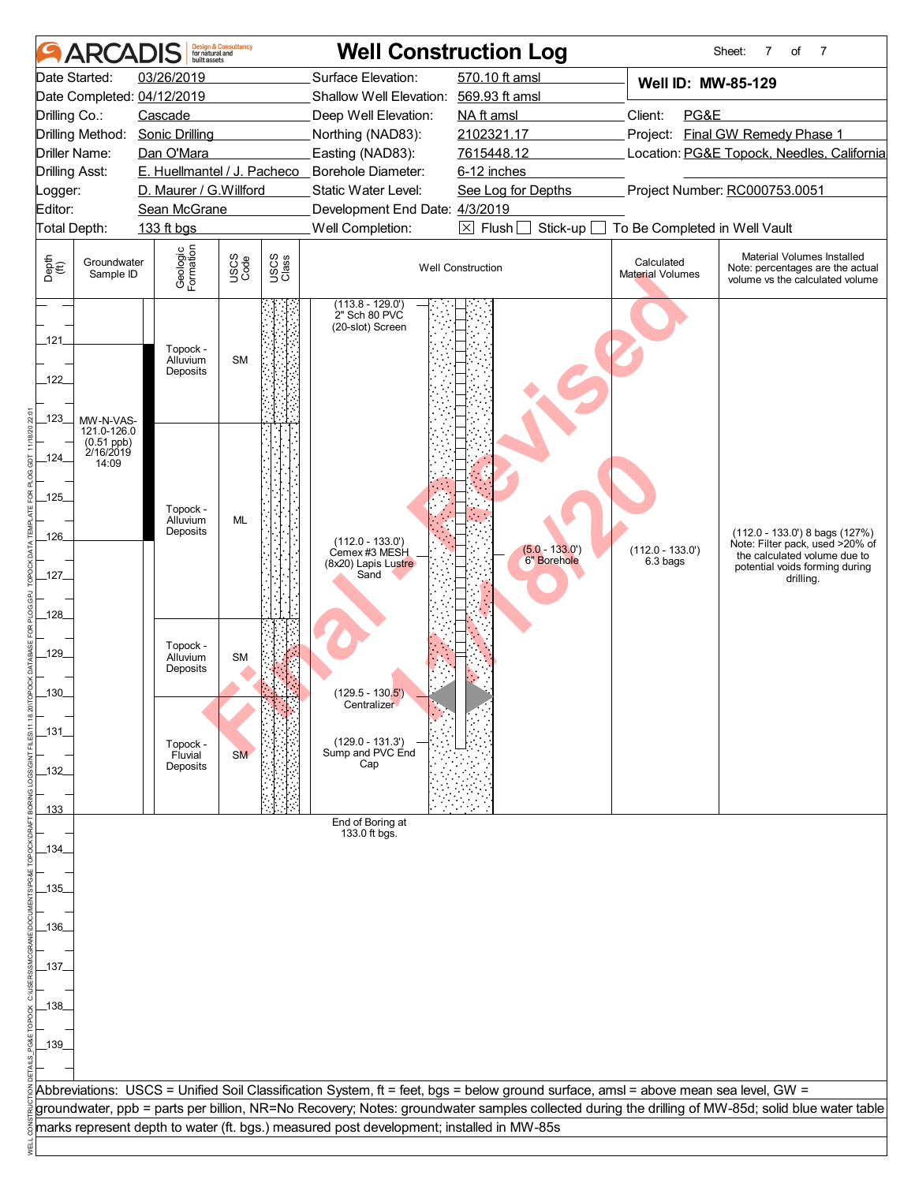# ARCADIS — Well Construction Log

**Well ID: MW-85-129**

| | | | |
|---|---|---|---|
| Date Started: | 03/26/2019 | Surface Elevation: | 570.10 ft amsl |
| Date Completed: | 04/12/2019 | Shallow Well Elevation: | 569.93 ft amsl |
| Drilling Co.: | Cascade | Deep Well Elevation: | NA ft amsl |
| Drilling Method: | Sonic Drilling | Northing (NAD83): | 2102321.17 |
| Driller Name: | Dan O'Mara | Easting (NAD83): | 7615448.12 |
| Drilling Asst: | E. Huellmantel / J. Pacheco | Borehole Diameter: | 6-12 inches |
| Logger: | D. Maurer / G.Willford | Static Water Level: | See Log for Depths |
| Editor: | Sean McGrane | Development End Date: | 4/3/2019 |
| Total Depth: | 133 ft bgs | Well Completion: | [X] Flush [ ] Stick-up [ ] To Be Completed in Well Vault |

Client: PG&E
Project: Final GW Remedy Phase 1
Location: PG&E Topock, Needles, California
Project Number: RC000753.0051

| Depth (ft) | Groundwater Sample ID | Geologic Formation | USCS Code | Well Construction | Calculated Material Volumes | Material Volumes Installed (Note: percentages are the actual volume vs the calculated volume) |
|---|---|---|---|---|---|---|
| 120–121 | | Topock - Alluvium Deposits | SM | (113.8 - 129.0') 2" Sch 80 PVC (20-slot) Screen | | |
| 121–123 | MW-N-VAS-121.0-126.0 (0.51 ppb) 2/16/2019 14:09 | Topock - Alluvium Deposits | SM | | | |
| 123–128 | | Topock - Alluvium Deposits | ML | (112.0 - 133.0') Cemex #3 MESH (8x20) Lapis Lustre Sand; (5.0 - 133.0') 6" Borehole | (112.0 - 133.0') 6.3 bags | (112.0 - 133.0') 8 bags (127%) Note: Filter pack, used >20% of the calculated volume due to potential voids forming during drilling. |
| 128–130 | | Topock - Alluvium Deposits | SM | (129.5 - 130.5') Centralizer | | |
| 130–133 | | Topock - Fluvial Deposits | SM | (129.0 - 131.3') Sump and PVC End Cap | | |

End of Boring at 133.0 ft bgs.

Final - Revised 11/18/20

Abbreviations: USCS = Unified Soil Classification System, ft = feet, bgs = below ground surface, amsl = above mean sea level, GW = groundwater, ppb = parts per billion, NR=No Recovery; Notes: groundwater samples collected during the drilling of MW-85d; solid blue water table marks represent depth to water (ft. bgs.) measured post development; installed in MW-85s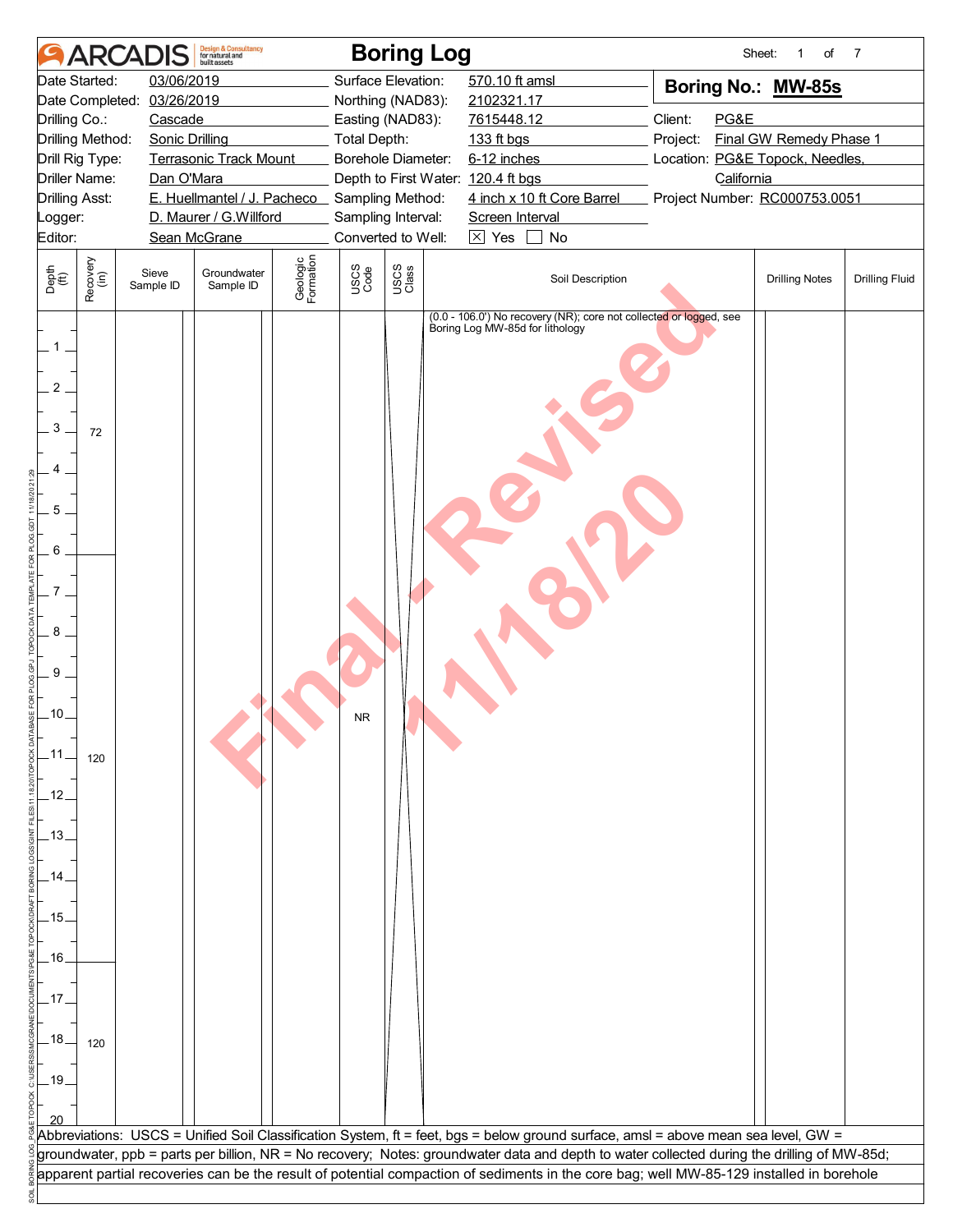# ARCADIS — Boring Log

Sheet: 1 of 7

| | | | |
|---|---|---|---|
| Date Started: | 03/06/2019 | Surface Elevation: | 570.10 ft amsl |
| Date Completed: | 03/26/2019 | Northing (NAD83): | 2102321.17 |
| Drilling Co.: | Cascade | Easting (NAD83): | 7615448.12 |
| Drilling Method: | Sonic Drilling | Total Depth: | 133 ft bgs |
| Drill Rig Type: | Terrasonic Track Mount | Borehole Diameter: | 6-12 inches |
| Driller Name: | Dan O'Mara | Depth to First Water: | 120.4 ft bgs |
| Drilling Asst: | E. Huellmantel / J. Pacheco | Sampling Method: | 4 inch x 10 ft Core Barrel |
| Logger: | D. Maurer / G.Willford | Sampling Interval: | Screen Interval |
| Editor: | Sean McGrane | Converted to Well: | ☒ Yes ☐ No |

**Boring No.: MW-85s**

Client: PG&E
Project: Final GW Remedy Phase 1
Location: PG&E Topock, Needles, California
Project Number: RC000753.0051

| Depth (ft) | Recovery (in) | Sieve Sample ID | Groundwater Sample ID | Geologic Formation | USCS Code | USCS Class | Soil Description | Drilling Notes | Drilling Fluid |
|---|---|---|---|---|---|---|---|---|---|
| 0–6 | 72 | | | | NR | | (0.0 - 106.0') No recovery (NR); core not collected or logged, see Boring Log MW-85d for lithology | | |
| 6–16 | 120 | | | | | | | | |
| 16–20 | 120 | | | | | | | | |

Abbreviations: USCS = Unified Soil Classification System, ft = feet, bgs = below ground surface, amsl = above mean sea level, GW = groundwater, ppb = parts per billion, NR = No recovery; Notes: groundwater data and depth to water collected during the drilling of MW-85d; apparent partial recoveries can be the result of potential compaction of sediments in the core bag; well MW-85-129 installed in borehole

Final - Revised 11/18/20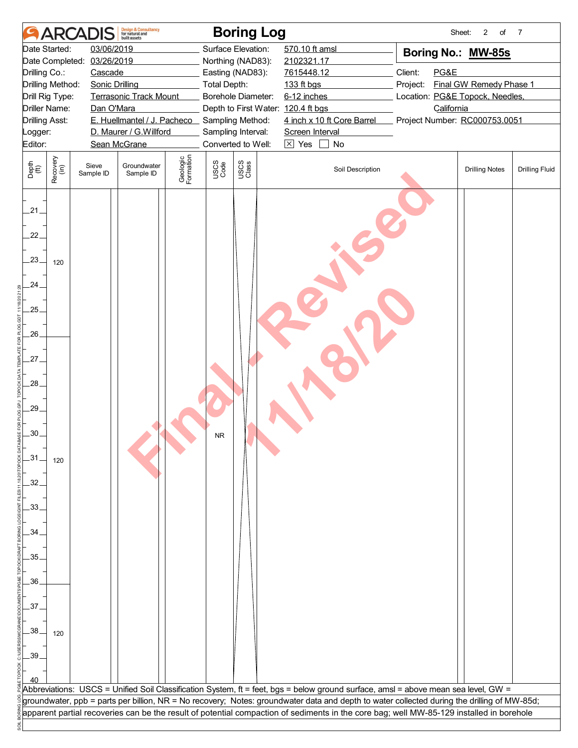# ARCADIS — Boring Log

Sheet: 2 of 7

| | | | |
|---|---|---|---|
| Date Started: | 03/06/2019 | Surface Elevation: | 570.10 ft amsl |
| Date Completed: | 03/26/2019 | Northing (NAD83): | 2102321.17 |
| Drilling Co.: | Cascade | Easting (NAD83): | 7615448.12 |
| Drilling Method: | Sonic Drilling | Total Depth: | 133 ft bgs |
| Drill Rig Type: | Terrasonic Track Mount | Borehole Diameter: | 6-12 inches |
| Driller Name: | Dan O'Mara | Depth to First Water: | 120.4 ft bgs |
| Drilling Asst: | E. Huellmantel / J. Pacheco | Sampling Method: | 4 inch x 10 ft Core Barrel |
| Logger: | D. Maurer / G.Willford | Sampling Interval: | Screen Interval |
| Editor: | Sean McGrane | Converted to Well: | ☒ Yes ☐ No |

**Boring No.: MW-85s**

Client: PG&E
Project: Final GW Remedy Phase 1
Location: PG&E Topock, Needles, California
Project Number: RC000753.0051

| Depth (ft) | Recovery (in) | Sieve Sample ID | Groundwater Sample ID | Geologic Formation | USCS Code | USCS Class | Soil Description | Drilling Notes | Drilling Fluid |
|---|---|---|---|---|---|---|---|---|---|
| 21–26 | 120 | | | | | | | | |
| 26–36 | 120 | | | | NR | | | | |
| 36–40 | 120 | | | | | | | | |

Final - Revised 11/18/20

Abbreviations: USCS = Unified Soil Classification System, ft = feet, bgs = below ground surface, amsl = above mean sea level, GW = groundwater, ppb = parts per billion, NR = No recovery; Notes: groundwater data and depth to water collected during the drilling of MW-85d; apparent partial recoveries can be the result of potential compaction of sediments in the core bag; well MW-85-129 installed in borehole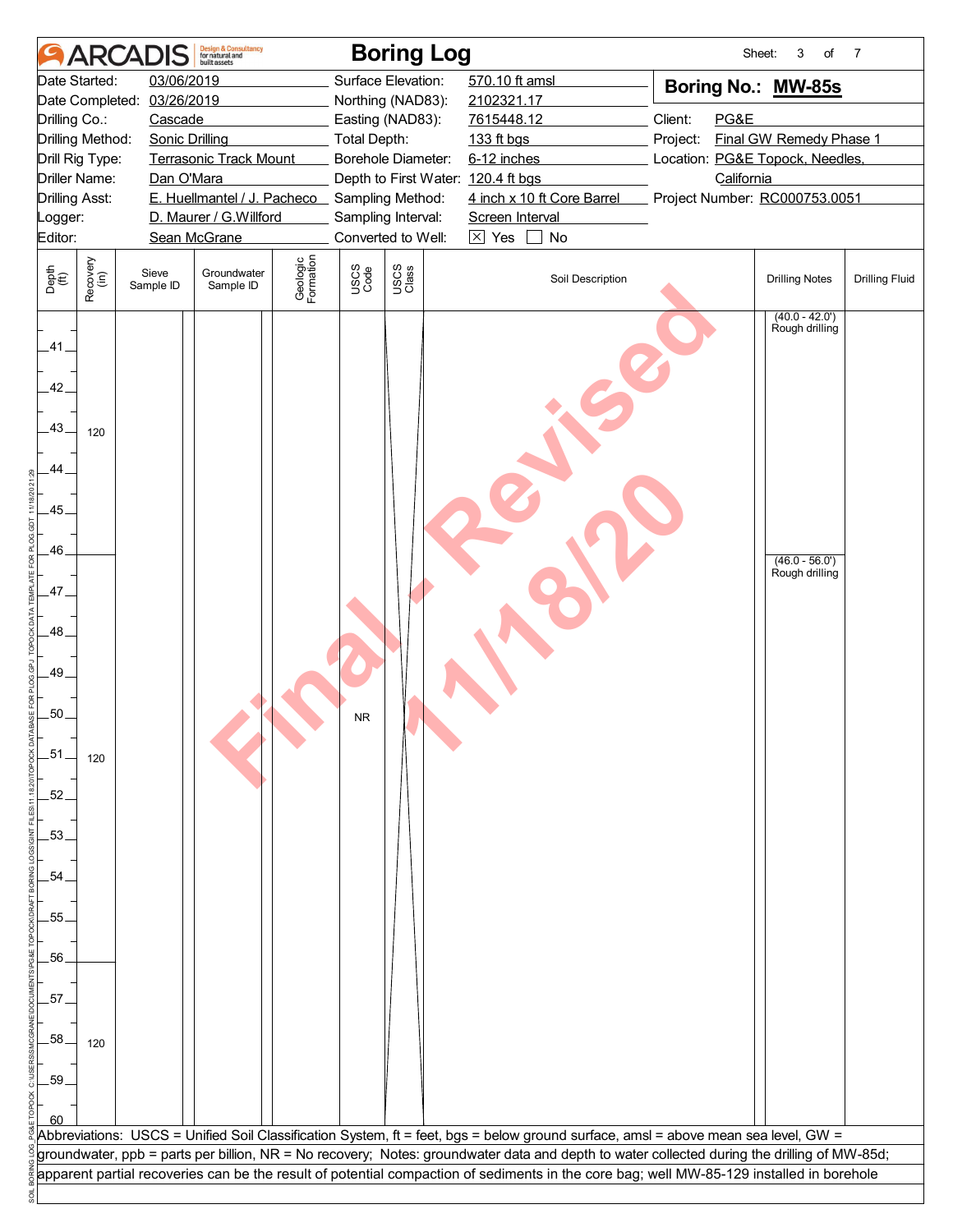# ARCADIS Boring Log

Sheet: 3 of 7

| | | | |
|---|---|---|---|
| Date Started: | 03/06/2019 | Surface Elevation: | 570.10 ft amsl |
| Date Completed: | 03/26/2019 | Northing (NAD83): | 2102321.17 |
| Drilling Co.: | Cascade | Easting (NAD83): | 7615448.12 |
| Drilling Method: | Sonic Drilling | Total Depth: | 133 ft bgs |
| Drill Rig Type: | Terrasonic Track Mount | Borehole Diameter: | 6-12 inches |
| Driller Name: | Dan O'Mara | Depth to First Water: | 120.4 ft bgs |
| Drilling Asst: | E. Huellmantel / J. Pacheco | Sampling Method: | 4 inch x 10 ft Core Barrel |
| Logger: | D. Maurer / G.Willford | Sampling Interval: | Screen Interval |
| Editor: | Sean McGrane | Converted to Well: | ☒ Yes ☐ No |

**Boring No.: MW-85s**

Client: PG&E
Project: Final GW Remedy Phase 1
Location: PG&E Topock, Needles, California
Project Number: RC000753.0051

| Depth (ft) | Recovery (in) | Sieve Sample ID | Groundwater Sample ID | Geologic Formation | USCS Code | USCS Class | Soil Description | Drilling Notes | Drilling Fluid |
|---|---|---|---|---|---|---|---|---|---|
| 40–46 | 120 | | | | NR | | | (40.0 - 42.0') Rough drilling | |
| 46–56 | 120 | | | | | | | (46.0 - 56.0') Rough drilling | |
| 56–60 | 120 | | | | | | | | |

Abbreviations: USCS = Unified Soil Classification System, ft = feet, bgs = below ground surface, amsl = above mean sea level, GW = groundwater, ppb = parts per billion, NR = No recovery; Notes: groundwater data and depth to water collected during the drilling of MW-85d; apparent partial recoveries can be the result of potential compaction of sediments in the core bag; well MW-85-129 installed in borehole

Final - Revised 11/18/20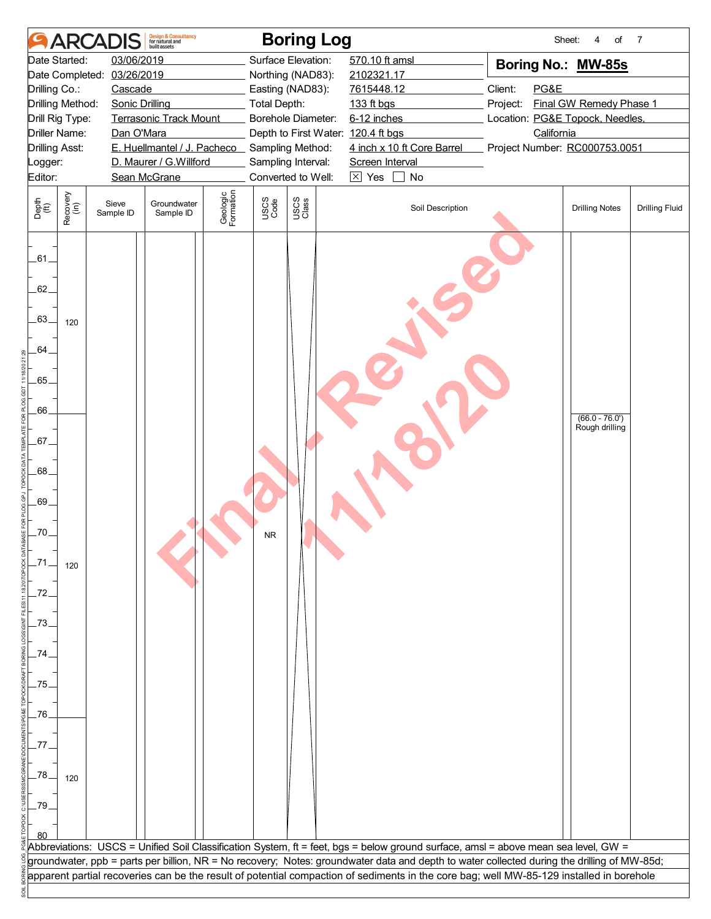# Boring Log

**ARCADIS** Design & Consultancy for natural and built assets

Sheet: 4 of 7

| | | | |
|---|---|---|---|
| Date Started: | 03/06/2019 | Surface Elevation: | 570.10 ft amsl |
| Date Completed: | 03/26/2019 | Northing (NAD83): | 2102321.17 |
| Drilling Co.: | Cascade | Easting (NAD83): | 7615448.12 |
| Drilling Method: | Sonic Drilling | Total Depth: | 133 ft bgs |
| Drill Rig Type: | Terrasonic Track Mount | Borehole Diameter: | 6-12 inches |
| Driller Name: | Dan O'Mara | Depth to First Water: | 120.4 ft bgs |
| Drilling Asst: | E. Huellmantel / J. Pacheco | Sampling Method: | 4 inch x 10 ft Core Barrel |
| Logger: | D. Maurer / G.Willford | Sampling Interval: | Screen Interval |
| Editor: | Sean McGrane | Converted to Well: | ☒ Yes ☐ No |

**Boring No.: MW-85s**

Client: PG&E
Project: Final GW Remedy Phase 1
Location: PG&E Topock, Needles, California
Project Number: RC000753.0051

| Depth (ft) | Recovery (in) | Sieve Sample ID | Groundwater Sample ID | Geologic Formation | USCS Code | USCS Class | Soil Description | Drilling Notes | Drilling Fluid |
|---|---|---|---|---|---|---|---|---|---|
| 60–66 | 120 | | | | | | | | |
| 66–76 | 120 | | | | NR | | | (66.0 - 76.0') Rough drilling | |
| 76–80 | 120 | | | | | | | | |

Abbreviations: USCS = Unified Soil Classification System, ft = feet, bgs = below ground surface, amsl = above mean sea level, GW = groundwater, ppb = parts per billion, NR = No recovery; Notes: groundwater data and depth to water collected during the drilling of MW-85d; apparent partial recoveries can be the result of potential compaction of sediments in the core bag; well MW-85-129 installed in borehole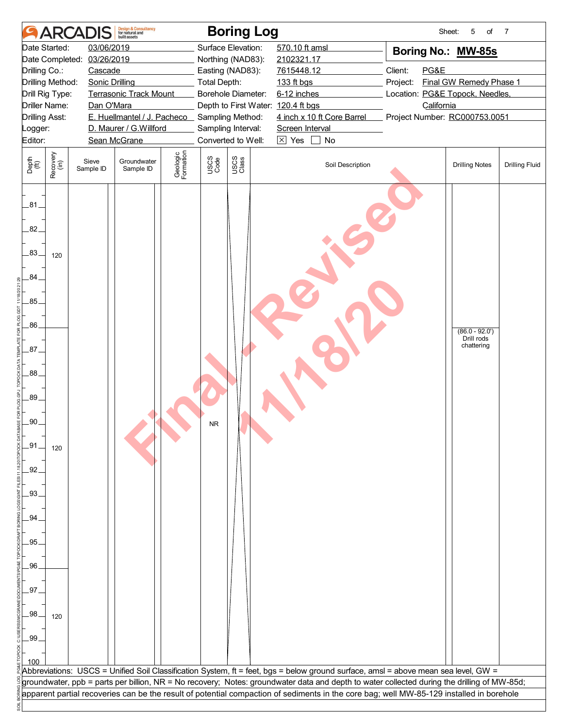# ARCADIS — Boring Log

| | | | | | |
|---|---|---|---|---|---|
| Date Started: | 03/06/2019 | Surface Elevation: | 570.10 ft amsl | **Boring No.:** | **MW-85s** |
| Date Completed: | 03/26/2019 | Northing (NAD83): | 2102321.17 | | |
| Drilling Co.: | Cascade | Easting (NAD83): | 7615448.12 | Client: | PG&E |
| Drilling Method: | Sonic Drilling | Total Depth: | 133 ft bgs | Project: | Final GW Remedy Phase 1 |
| Drill Rig Type: | Terrasonic Track Mount | Borehole Diameter: | 6-12 inches | Location: | PG&E Topock, Needles, California |
| Driller Name: | Dan O'Mara | Depth to First Water: | 120.4 ft bgs | | |
| Drilling Asst: | E. Huellmantel / J. Pacheco | Sampling Method: | 4 inch x 10 ft Core Barrel | Project Number: | RC000753.0051 |
| Logger: | D. Maurer / G.Willford | Sampling Interval: | Screen Interval | | |
| Editor: | Sean McGrane | Converted to Well: | ☒ Yes ☐ No | | |

| Depth (ft) | Recovery (in) | Sieve Sample ID | Groundwater Sample ID | Geologic Formation | USCS Code | USCS Class | Soil Description | Drilling Notes | Drilling Fluid |
|---|---|---|---|---|---|---|---|---|---|
| 81–86 | 120 | | | | | | | | |
| 86–96 | 120 | | | | NR | | | (86.0 - 92.0') Drill rods chattering | |
| 96–100 | 120 | | | | | | | | |

Abbreviations: USCS = Unified Soil Classification System, ft = feet, bgs = below ground surface, amsl = above mean sea level, GW = groundwater, ppb = parts per billion, NR = No recovery; Notes: groundwater data and depth to water collected during the drilling of MW-85d; apparent partial recoveries can be the result of potential compaction of sediments in the core bag; well MW-85-129 installed in borehole

Final - Revised 11/18/20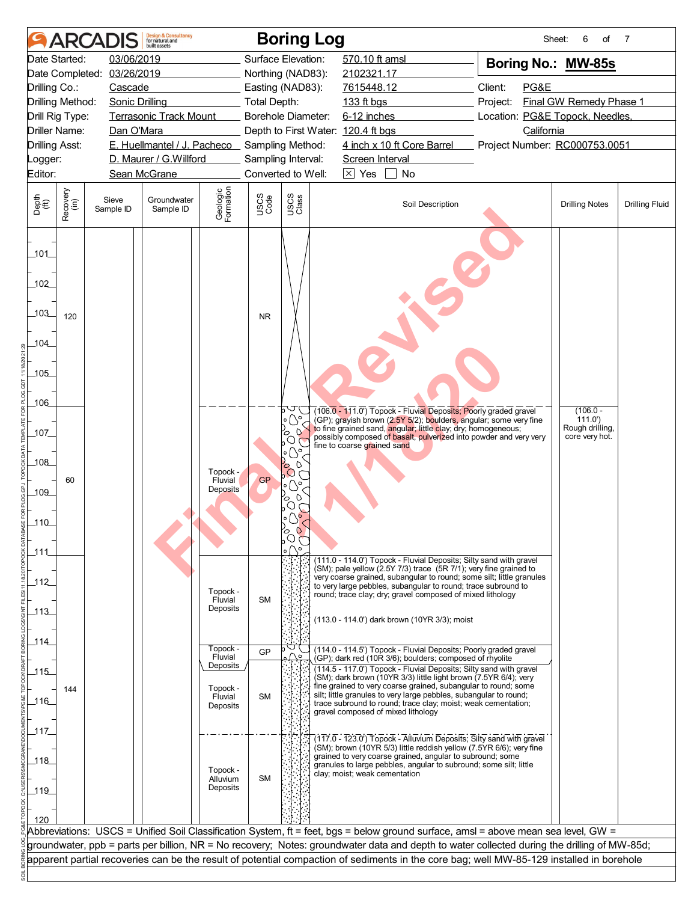# ARCADIS Boring Log

| | | | | | |
|---|---|---|---|---|---|
| Date Started: | 03/06/2019 | Surface Elevation: | 570.10 ft amsl | **Boring No.: MW-85s** | |
| Date Completed: | 03/26/2019 | Northing (NAD83): | 2102321.17 | | |
| Drilling Co.: | Cascade | Easting (NAD83): | 7615448.12 | Client: | PG&E |
| Drilling Method: | Sonic Drilling | Total Depth: | 133 ft bgs | Project: | Final GW Remedy Phase 1 |
| Drill Rig Type: | Terrasonic Track Mount | Borehole Diameter: | 6-12 inches | Location: | PG&E Topock, Needles, California |
| Driller Name: | Dan O'Mara | Depth to First Water: | 120.4 ft bgs | | |
| Drilling Asst: | E. Huellmantel / J. Pacheco | Sampling Method: | 4 inch x 10 ft Core Barrel | Project Number: | RC000753.0051 |
| Logger: | D. Maurer / G.Willford | Sampling Interval: | Screen Interval | | |
| Editor: | Sean McGrane | Converted to Well: | [X] Yes [ ] No | | |

| Depth (ft) | Recovery (in) | Sieve Sample ID | Groundwater Sample ID | Geologic Formation | USCS Code | Soil Description | Drilling Notes | Drilling Fluid |
|---|---|---|---|---|---|---|---|---|
| 101–106 | 120 | | | | NR | | | |
| 106–111 | 60 | | | Topock - Fluvial Deposits | GP | (106.0 - 111.0') Topock - Fluvial Deposits; Poorly graded gravel (GP); grayish brown (2.5Y 5/2); boulders, angular; some very fine to fine grained sand, angular; little clay; dry; homogeneous; possibly composed of basalt, pulverized into powder and very very fine to coarse grained sand | (106.0 - 111.0') Rough drilling, core very hot. | |
| 111–114 | 144 | | | Topock - Fluvial Deposits | SM | (111.0 - 114.0') Topock - Fluvial Deposits; Silty sand with gravel (SM); pale yellow (2.5Y 7/3) trace (5R 7/1); very fine grained to very coarse grained, subangular to round; some silt; little granules to very large pebbles, subangular to round; trace subround to round; trace clay; dry; gravel composed of mixed lithology<br><br>(113.0 - 114.0') dark brown (10YR 3/3); moist | | |
| 114–114.5 | | | | Topock - Fluvial Deposits | GP | (114.0 - 114.5') Topock - Fluvial Deposits; Poorly graded gravel (GP); dark red (10R 3/6); boulders; composed of rhyolite | | |
| 114.5–117 | | | | Topock - Fluvial Deposits | SM | (114.5 - 117.0') Topock - Fluvial Deposits; Silty sand with gravel (SM); dark brown (10YR 3/3) little light brown (7.5YR 6/4); very fine grained to very coarse grained, subangular to round; some silt; little granules to very large pebbles, subangular to round; trace subround to round; trace clay; moist; weak cementation; gravel composed of mixed lithology | | |
| 117–120 | | | | Topock - Alluvium Deposits | SM | (117.0 - 123.0') Topock - Alluvium Deposits; Silty sand with gravel (SM); brown (10YR 5/3) little reddish yellow (7.5YR 6/6); very fine grained to very coarse grained, angular to subround; some granules to large pebbles, angular to subround; some silt; little clay; moist; weak cementation | | |

Abbreviations: USCS = Unified Soil Classification System, ft = feet, bgs = below ground surface, amsl = above mean sea level, GW = groundwater, ppb = parts per billion, NR = No recovery; Notes: groundwater data and depth to water collected during the drilling of MW-85d; apparent partial recoveries can be the result of potential compaction of sediments in the core bag; well MW-85-129 installed in borehole

Final Revised 11/18/20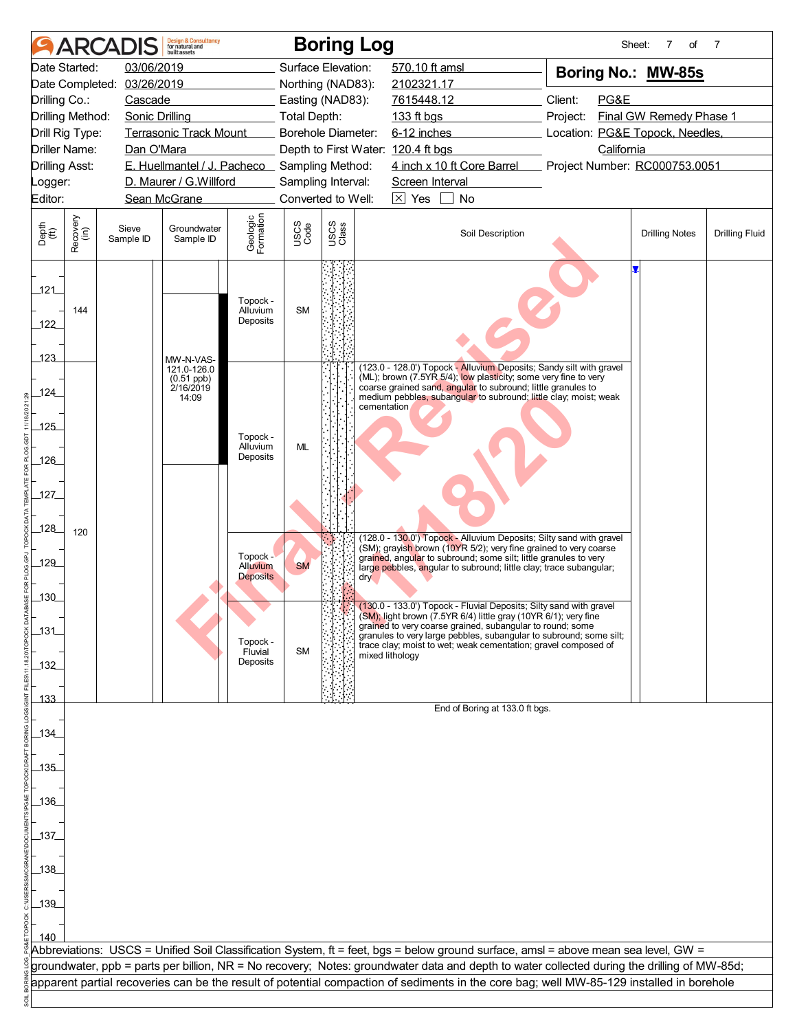# ARCADIS Boring Log

Sheet: 7 of 7

| | | | |
|---|---|---|---|
| Date Started: | 03/06/2019 | Surface Elevation: | 570.10 ft amsl |
| Date Completed: | 03/26/2019 | Northing (NAD83): | 2102321.17 |
| Drilling Co.: | Cascade | Easting (NAD83): | 7615448.12 |
| Drilling Method: | Sonic Drilling | Total Depth: | 133 ft bgs |
| Drill Rig Type: | Terrasonic Track Mount | Borehole Diameter: | 6-12 inches |
| Driller Name: | Dan O'Mara | Depth to First Water: | 120.4 ft bgs |
| Drilling Asst: | E. Huellmantel / J. Pacheco | Sampling Method: | 4 inch x 10 ft Core Barrel |
| Logger: | D. Maurer / G.Willford | Sampling Interval: | Screen Interval |
| Editor: | Sean McGrane | Converted to Well: | [X] Yes [ ] No |

**Boring No.: MW-85s**

Client: PG&E
Project: Final GW Remedy Phase 1
Location: PG&E Topock, Needles, California
Project Number: RC000753.0051

| Depth (ft) | Recovery (in) | Sieve Sample ID | Groundwater Sample ID | Geologic Formation | USCS Code | Soil Description | Drilling Notes | Drilling Fluid |
|---|---|---|---|---|---|---|---|---|
| 120 - 123 | 144 | | | Topock - Alluvium Deposits | SM | | | |
| 123 - 128 | | | MW-N-VAS-121.0-126.0 (0.51 ppb) 2/16/2019 14:09 | Topock - Alluvium Deposits | ML | (123.0 - 128.0') Topock - Alluvium Deposits; Sandy silt with gravel (ML); brown (7.5YR 5/4); low plasticity; some very fine to very coarse grained sand, angular to subround; little granules to medium pebbles, subangular to subround; little clay; moist; weak cementation | | |
| 128 - 130 | 120 | | | Topock - Alluvium Deposits | SM | (128.0 - 130.0') Topock - Alluvium Deposits; Silty sand with gravel (SM); grayish brown (10YR 5/2); very fine grained to very coarse grained, angular to subround; some silt; little granules to very large pebbles, angular to subround; little clay; trace subangular; dry | | |
| 130 - 133 | | | | Topock - Fluvial Deposits | SM | (130.0 - 133.0') Topock - Fluvial Deposits; Silty sand with gravel (SM); light brown (7.5YR 6/4) little gray (10YR 6/1); very fine grained to very coarse grained, subangular to round; some granules to very large pebbles, subangular to subround; some silt; trace clay; moist to wet; weak cementation; gravel composed of mixed lithology | | |

End of Boring at 133.0 ft bgs.

Abbreviations: USCS = Unified Soil Classification System, ft = feet, bgs = below ground surface, amsl = above mean sea level, GW = groundwater, ppb = parts per billion, NR = No recovery; Notes: groundwater data and depth to water collected during the drilling of MW-85d; apparent partial recoveries can be the result of potential compaction of sediments in the core bag; well MW-85-129 installed in borehole

Final - Revised 11/18/20